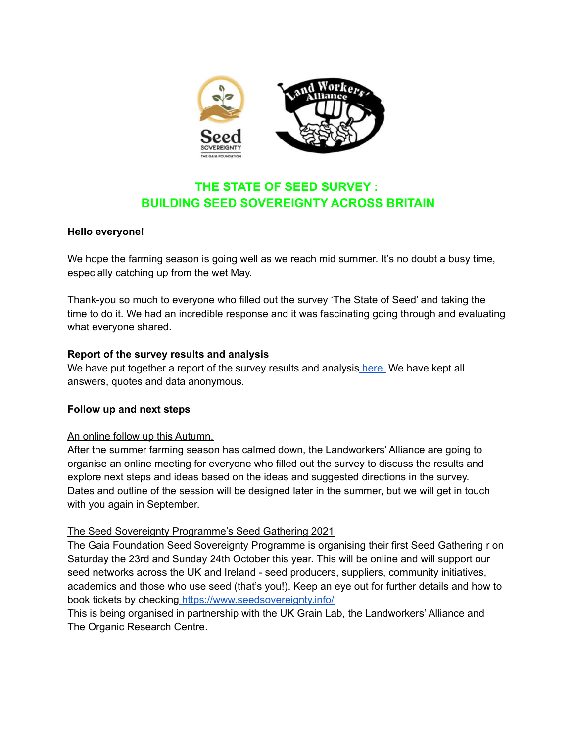# THE STATE OF SEED SURVEY : BUILDING SEED SOVEREIGNTY ACROSS BRITAIN

**Hello everyone!**

We hope the farming season is going well as we reach mid summer. It's no doubt a busy time, especially catching up from the wet May.

Thank-you so much to everyone who filled out the survey 'The State of Seed' and taking the time to do it. We had an incredible response and it was fascinating going through and evaluating what everyone shared.

**Report of the survey results and analysis**

We have put together a report of the survey results and analysis here. We have kept all answers, quotes and data anonymous.

**Follow up and next steps**

An online follow up this Autumn.

After the summer farming season has calmed down, the Landworkers' Alliance are going to organise an online meeting for everyone who filled out the survey to discuss the results and explore next steps and ideas based on the ideas and suggested directions in the survey. Dates and outline of the session will be designed later in the summer, but we will get in touch with you again in September.

The Seed Sovereignty Programme's Seed Gathering 2021

The Gaia Foundation Seed Sovereignty Programme is organising their first Seed Gathering r on Saturday the 23rd and Sunday 24th October this year. This will be online and will support our seed networks across the UK and Ireland - seed producers, suppliers, community initiatives, academics and those who use seed (that's you!). Keep an eye out for further details and how to book tickets by checking https://www.seedsovereignty.info/

This is being organised in partnership with the UK Grain Lab, the Landworkers' Alliance and The Organic Research Centre.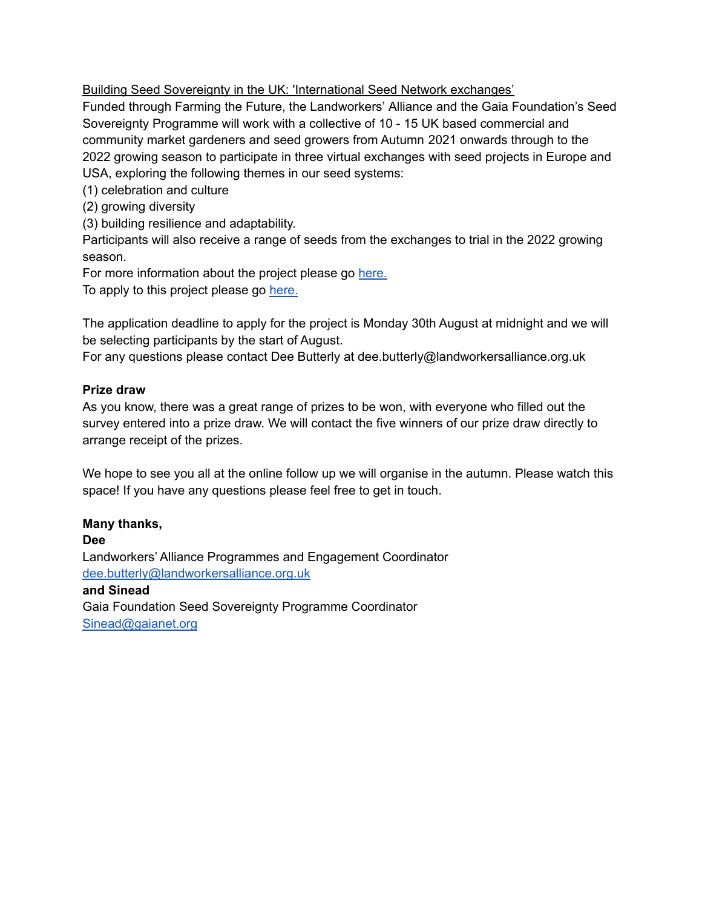Building Seed Sovereignty in the UK: 'International Seed Network exchanges'

Funded through Farming the Future, the Landworkers' Alliance and the Gaia Foundation's Seed Sovereignty Programme will work with a collective of 10 - 15 UK based commercial and community market gardeners and seed growers from Autumn 2021 onwards through to the 2022 growing season to participate in three virtual exchanges with seed projects in Europe and USA, exploring the following themes in our seed systems:

(1) celebration and culture
(2) growing diversity
(3) building resilience and adaptability.

Participants will also receive a range of seeds from the exchanges to trial in the 2022 growing season.

For more information about the project please go [here.]()

To apply to this project please go [here.]()

The application deadline to apply for the project is Monday 30th August at midnight and we will be selecting participants by the start of August.

For any questions please contact Dee Butterly at dee.butterly@landworkersalliance.org.uk

**Prize draw**

As you know, there was a great range of prizes to be won, with everyone who filled out the survey entered into a prize draw. We will contact the five winners of our prize draw directly to arrange receipt of the prizes.

We hope to see you all at the online follow up we will organise in the autumn. Please watch this space! If you have any questions please feel free to get in touch.

**Many thanks,**
**Dee**
Landworkers' Alliance Programmes and Engagement Coordinator
dee.butterly@landworkersalliance.org.uk
**and Sinead**
Gaia Foundation Seed Sovereignty Programme Coordinator
Sinead@gaianet.org